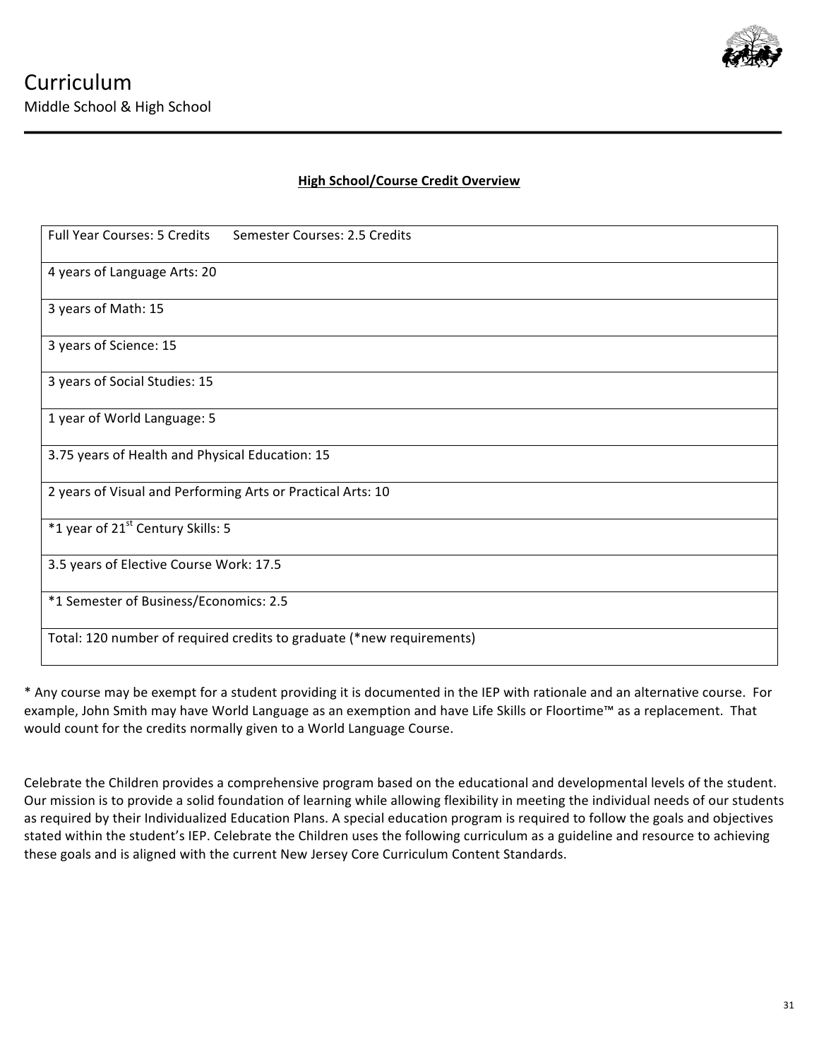# Curriculum

Middle School & High School

**High School/Course Credit Overview**

| Full Year Courses: 5 Credits      Semester Courses: 2.5 Credits |
|---|
| 4 years of Language Arts: 20 |
| 3 years of Math: 15 |
| 3 years of Science: 15 |
| 3 years of Social Studies: 15 |
| 1 year of World Language: 5 |
| 3.75 years of Health and Physical Education: 15 |
| 2 years of Visual and Performing Arts or Practical Arts: 10 |
| *1 year of 21st Century Skills: 5 |
| 3.5 years of Elective Course Work: 17.5 |
| *1 Semester of Business/Economics: 2.5 |
| Total: 120 number of required credits to graduate (*new requirements) |

* Any course may be exempt for a student providing it is documented in the IEP with rationale and an alternative course. For example, John Smith may have World Language as an exemption and have Life Skills or Floortime™ as a replacement. That would count for the credits normally given to a World Language Course.

Celebrate the Children provides a comprehensive program based on the educational and developmental levels of the student. Our mission is to provide a solid foundation of learning while allowing flexibility in meeting the individual needs of our students as required by their Individualized Education Plans. A special education program is required to follow the goals and objectives stated within the student's IEP. Celebrate the Children uses the following curriculum as a guideline and resource to achieving these goals and is aligned with the current New Jersey Core Curriculum Content Standards.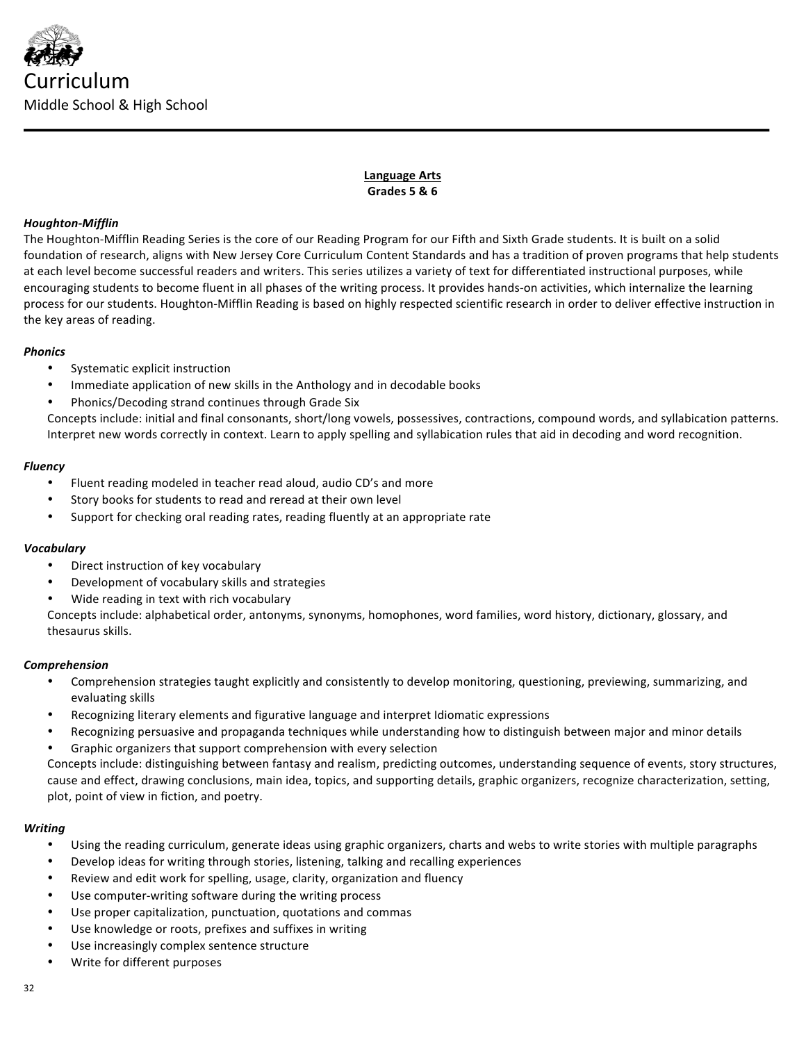# Curriculum

Middle School & High School

---

**Language Arts**
**Grades 5 & 6**

***Houghton-Mifflin***

The Houghton-Mifflin Reading Series is the core of our Reading Program for our Fifth and Sixth Grade students. It is built on a solid foundation of research, aligns with New Jersey Core Curriculum Content Standards and has a tradition of proven programs that help students at each level become successful readers and writers. This series utilizes a variety of text for differentiated instructional purposes, while encouraging students to become fluent in all phases of the writing process. It provides hands-on activities, which internalize the learning process for our students. Houghton-Mifflin Reading is based on highly respected scientific research in order to deliver effective instruction in the key areas of reading.

***Phonics***

- Systematic explicit instruction
- Immediate application of new skills in the Anthology and in decodable books
- Phonics/Decoding strand continues through Grade Six

Concepts include: initial and final consonants, short/long vowels, possessives, contractions, compound words, and syllabication patterns. Interpret new words correctly in context. Learn to apply spelling and syllabication rules that aid in decoding and word recognition.

***Fluency***

- Fluent reading modeled in teacher read aloud, audio CD's and more
- Story books for students to read and reread at their own level
- Support for checking oral reading rates, reading fluently at an appropriate rate

***Vocabulary***

- Direct instruction of key vocabulary
- Development of vocabulary skills and strategies
- Wide reading in text with rich vocabulary

Concepts include: alphabetical order, antonyms, synonyms, homophones, word families, word history, dictionary, glossary, and thesaurus skills.

***Comprehension***

- Comprehension strategies taught explicitly and consistently to develop monitoring, questioning, previewing, summarizing, and evaluating skills
- Recognizing literary elements and figurative language and interpret Idiomatic expressions
- Recognizing persuasive and propaganda techniques while understanding how to distinguish between major and minor details
- Graphic organizers that support comprehension with every selection

Concepts include: distinguishing between fantasy and realism, predicting outcomes, understanding sequence of events, story structures, cause and effect, drawing conclusions, main idea, topics, and supporting details, graphic organizers, recognize characterization, setting, plot, point of view in fiction, and poetry.

***Writing***

- Using the reading curriculum, generate ideas using graphic organizers, charts and webs to write stories with multiple paragraphs
- Develop ideas for writing through stories, listening, talking and recalling experiences
- Review and edit work for spelling, usage, clarity, organization and fluency
- Use computer-writing software during the writing process
- Use proper capitalization, punctuation, quotations and commas
- Use knowledge or roots, prefixes and suffixes in writing
- Use increasingly complex sentence structure
- Write for different purposes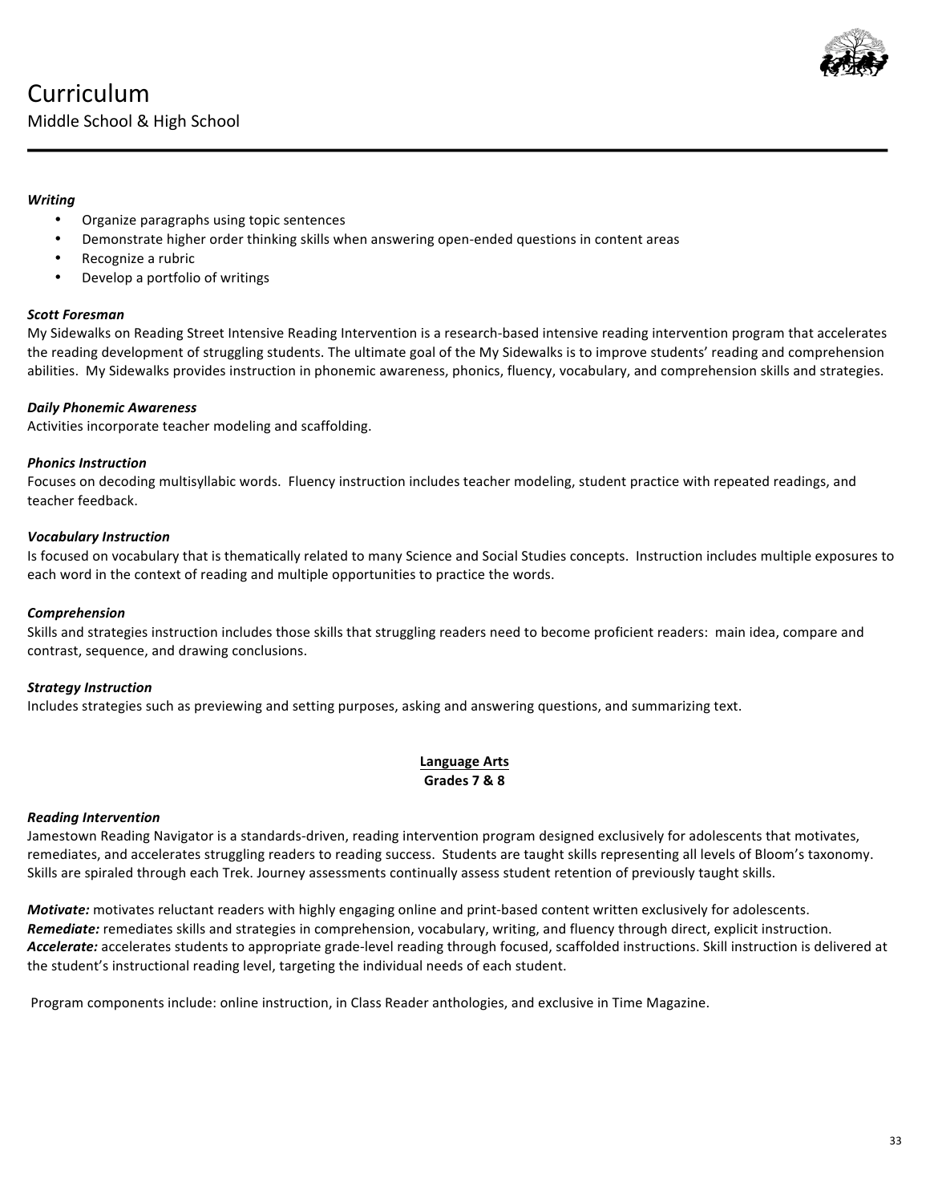# Curriculum

Middle School & High School

***Writing***

- Organize paragraphs using topic sentences
- Demonstrate higher order thinking skills when answering open-ended questions in content areas
- Recognize a rubric
- Develop a portfolio of writings

***Scott Foresman***

My Sidewalks on Reading Street Intensive Reading Intervention is a research-based intensive reading intervention program that accelerates the reading development of struggling students. The ultimate goal of the My Sidewalks is to improve students' reading and comprehension abilities. My Sidewalks provides instruction in phonemic awareness, phonics, fluency, vocabulary, and comprehension skills and strategies.

***Daily Phonemic Awareness***

Activities incorporate teacher modeling and scaffolding.

***Phonics Instruction***

Focuses on decoding multisyllabic words. Fluency instruction includes teacher modeling, student practice with repeated readings, and teacher feedback.

***Vocabulary Instruction***

Is focused on vocabulary that is thematically related to many Science and Social Studies concepts. Instruction includes multiple exposures to each word in the context of reading and multiple opportunities to practice the words.

***Comprehension***

Skills and strategies instruction includes those skills that struggling readers need to become proficient readers: main idea, compare and contrast, sequence, and drawing conclusions.

***Strategy Instruction***

Includes strategies such as previewing and setting purposes, asking and answering questions, and summarizing text.

## Language Arts
**Grades 7 & 8**

***Reading Intervention***

Jamestown Reading Navigator is a standards-driven, reading intervention program designed exclusively for adolescents that motivates, remediates, and accelerates struggling readers to reading success. Students are taught skills representing all levels of Bloom's taxonomy. Skills are spiraled through each Trek. Journey assessments continually assess student retention of previously taught skills.

***Motivate:*** motivates reluctant readers with highly engaging online and print-based content written exclusively for adolescents.
***Remediate:*** remediates skills and strategies in comprehension, vocabulary, writing, and fluency through direct, explicit instruction.
***Accelerate:*** accelerates students to appropriate grade-level reading through focused, scaffolded instructions. Skill instruction is delivered at the student's instructional reading level, targeting the individual needs of each student.

Program components include: online instruction, in Class Reader anthologies, and exclusive in Time Magazine.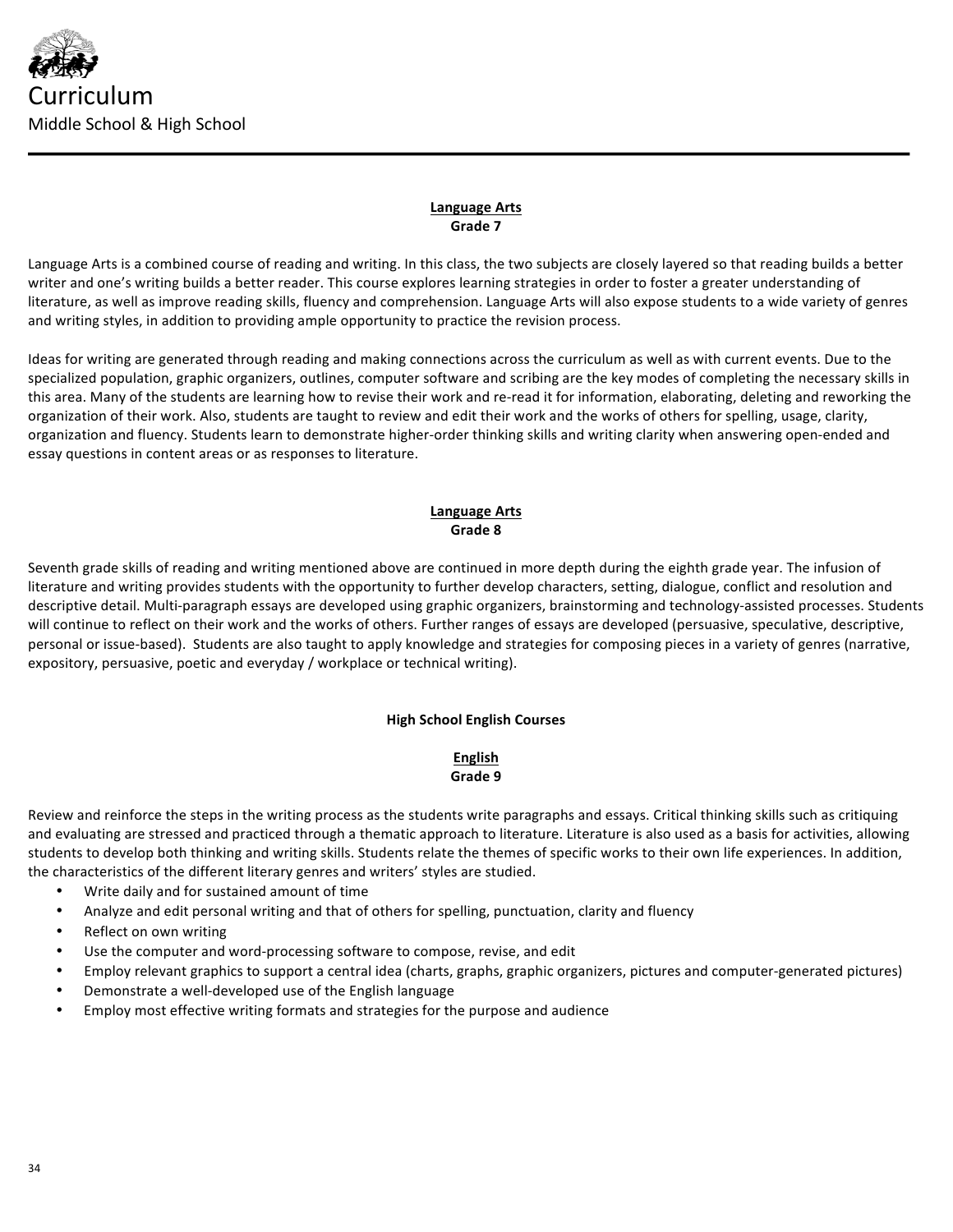# Curriculum

Middle School & High School

## Language Arts
**Grade 7**

Language Arts is a combined course of reading and writing. In this class, the two subjects are closely layered so that reading builds a better writer and one's writing builds a better reader. This course explores learning strategies in order to foster a greater understanding of literature, as well as improve reading skills, fluency and comprehension. Language Arts will also expose students to a wide variety of genres and writing styles, in addition to providing ample opportunity to practice the revision process.

Ideas for writing are generated through reading and making connections across the curriculum as well as with current events. Due to the specialized population, graphic organizers, outlines, computer software and scribing are the key modes of completing the necessary skills in this area. Many of the students are learning how to revise their work and re-read it for information, elaborating, deleting and reworking the organization of their work. Also, students are taught to review and edit their work and the works of others for spelling, usage, clarity, organization and fluency. Students learn to demonstrate higher-order thinking skills and writing clarity when answering open-ended and essay questions in content areas or as responses to literature.

## Language Arts
**Grade 8**

Seventh grade skills of reading and writing mentioned above are continued in more depth during the eighth grade year. The infusion of literature and writing provides students with the opportunity to further develop characters, setting, dialogue, conflict and resolution and descriptive detail. Multi-paragraph essays are developed using graphic organizers, brainstorming and technology-assisted processes. Students will continue to reflect on their work and the works of others. Further ranges of essays are developed (persuasive, speculative, descriptive, personal or issue-based). Students are also taught to apply knowledge and strategies for composing pieces in a variety of genres (narrative, expository, persuasive, poetic and everyday / workplace or technical writing).

## High School English Courses

## English
**Grade 9**

Review and reinforce the steps in the writing process as the students write paragraphs and essays. Critical thinking skills such as critiquing and evaluating are stressed and practiced through a thematic approach to literature. Literature is also used as a basis for activities, allowing students to develop both thinking and writing skills. Students relate the themes of specific works to their own life experiences. In addition, the characteristics of the different literary genres and writers' styles are studied.

- Write daily and for sustained amount of time
- Analyze and edit personal writing and that of others for spelling, punctuation, clarity and fluency
- Reflect on own writing
- Use the computer and word-processing software to compose, revise, and edit
- Employ relevant graphics to support a central idea (charts, graphs, graphic organizers, pictures and computer-generated pictures)
- Demonstrate a well-developed use of the English language
- Employ most effective writing formats and strategies for the purpose and audience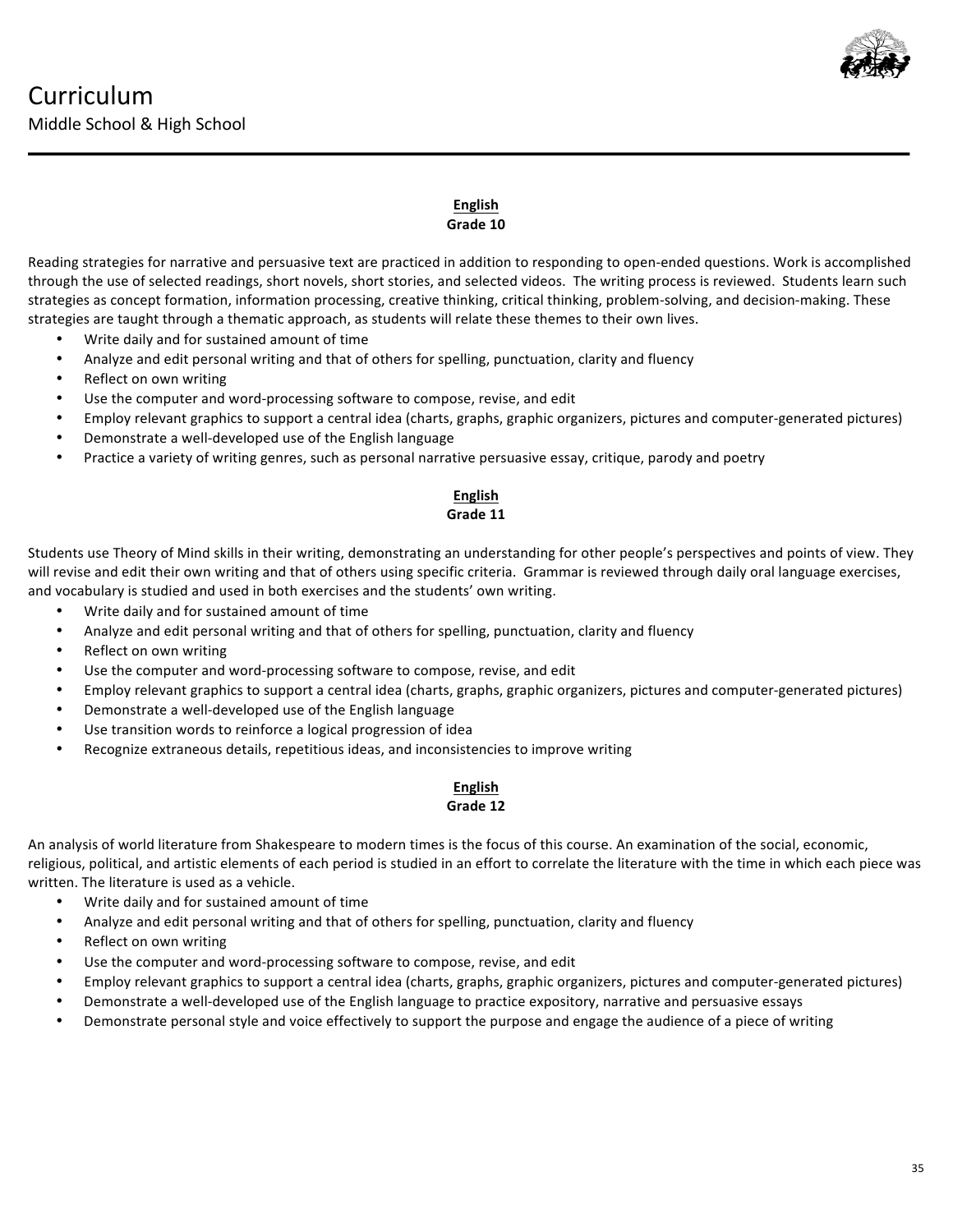# Curriculum

Middle School & High School

## English
### Grade 10

Reading strategies for narrative and persuasive text are practiced in addition to responding to open-ended questions. Work is accomplished through the use of selected readings, short novels, short stories, and selected videos. The writing process is reviewed. Students learn such strategies as concept formation, information processing, creative thinking, critical thinking, problem-solving, and decision-making. These strategies are taught through a thematic approach, as students will relate these themes to their own lives.

- Write daily and for sustained amount of time
- Analyze and edit personal writing and that of others for spelling, punctuation, clarity and fluency
- Reflect on own writing
- Use the computer and word-processing software to compose, revise, and edit
- Employ relevant graphics to support a central idea (charts, graphs, graphic organizers, pictures and computer-generated pictures)
- Demonstrate a well-developed use of the English language
- Practice a variety of writing genres, such as personal narrative persuasive essay, critique, parody and poetry

## English
### Grade 11

Students use Theory of Mind skills in their writing, demonstrating an understanding for other people's perspectives and points of view. They will revise and edit their own writing and that of others using specific criteria. Grammar is reviewed through daily oral language exercises, and vocabulary is studied and used in both exercises and the students' own writing.

- Write daily and for sustained amount of time
- Analyze and edit personal writing and that of others for spelling, punctuation, clarity and fluency
- Reflect on own writing
- Use the computer and word-processing software to compose, revise, and edit
- Employ relevant graphics to support a central idea (charts, graphs, graphic organizers, pictures and computer-generated pictures)
- Demonstrate a well-developed use of the English language
- Use transition words to reinforce a logical progression of idea
- Recognize extraneous details, repetitious ideas, and inconsistencies to improve writing

## English
### Grade 12

An analysis of world literature from Shakespeare to modern times is the focus of this course. An examination of the social, economic, religious, political, and artistic elements of each period is studied in an effort to correlate the literature with the time in which each piece was written. The literature is used as a vehicle.

- Write daily and for sustained amount of time
- Analyze and edit personal writing and that of others for spelling, punctuation, clarity and fluency
- Reflect on own writing
- Use the computer and word-processing software to compose, revise, and edit
- Employ relevant graphics to support a central idea (charts, graphs, graphic organizers, pictures and computer-generated pictures)
- Demonstrate a well-developed use of the English language to practice expository, narrative and persuasive essays
- Demonstrate personal style and voice effectively to support the purpose and engage the audience of a piece of writing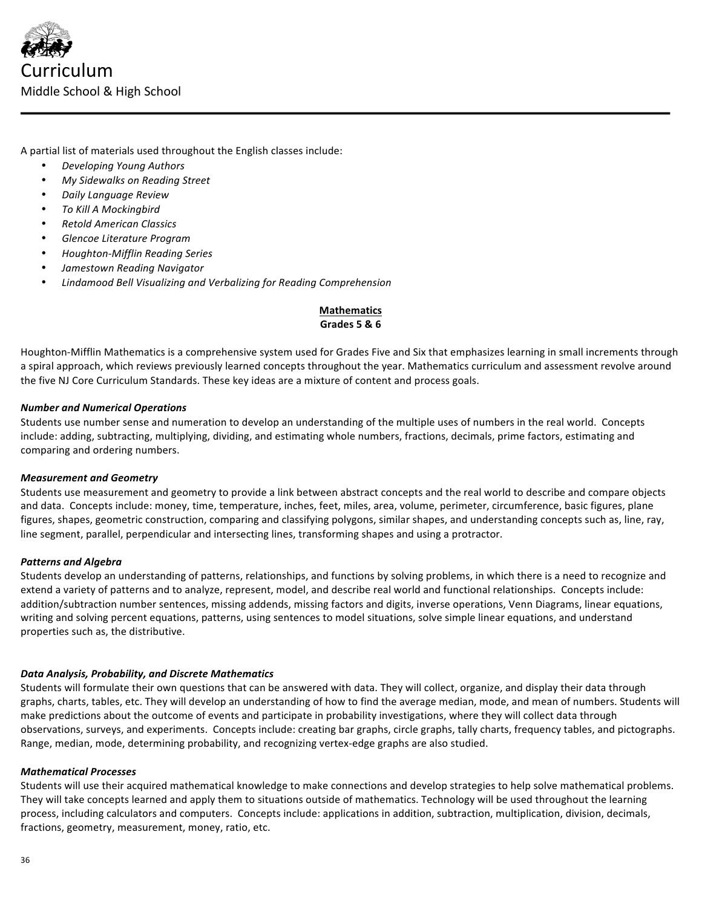# Curriculum

Middle School & High School

A partial list of materials used throughout the English classes include:

- *Developing Young Authors*
- *My Sidewalks on Reading Street*
- *Daily Language Review*
- *To Kill A Mockingbird*
- *Retold American Classics*
- *Glencoe Literature Program*
- *Houghton-Mifflin Reading Series*
- *Jamestown Reading Navigator*
- *Lindamood Bell Visualizing and Verbalizing for Reading Comprehension*

## Mathematics
**Grades 5 & 6**

Houghton-Mifflin Mathematics is a comprehensive system used for Grades Five and Six that emphasizes learning in small increments through a spiral approach, which reviews previously learned concepts throughout the year. Mathematics curriculum and assessment revolve around the five NJ Core Curriculum Standards. These key ideas are a mixture of content and process goals.

***Number and Numerical Operations***
Students use number sense and numeration to develop an understanding of the multiple uses of numbers in the real world. Concepts include: adding, subtracting, multiplying, dividing, and estimating whole numbers, fractions, decimals, prime factors, estimating and comparing and ordering numbers.

***Measurement and Geometry***
Students use measurement and geometry to provide a link between abstract concepts and the real world to describe and compare objects and data. Concepts include: money, time, temperature, inches, feet, miles, area, volume, perimeter, circumference, basic figures, plane figures, shapes, geometric construction, comparing and classifying polygons, similar shapes, and understanding concepts such as, line, ray, line segment, parallel, perpendicular and intersecting lines, transforming shapes and using a protractor.

***Patterns and Algebra***
Students develop an understanding of patterns, relationships, and functions by solving problems, in which there is a need to recognize and extend a variety of patterns and to analyze, represent, model, and describe real world and functional relationships. Concepts include: addition/subtraction number sentences, missing addends, missing factors and digits, inverse operations, Venn Diagrams, linear equations, writing and solving percent equations, patterns, using sentences to model situations, solve simple linear equations, and understand properties such as, the distributive.

***Data Analysis, Probability, and Discrete Mathematics***
Students will formulate their own questions that can be answered with data. They will collect, organize, and display their data through graphs, charts, tables, etc. They will develop an understanding of how to find the average median, mode, and mean of numbers. Students will make predictions about the outcome of events and participate in probability investigations, where they will collect data through observations, surveys, and experiments. Concepts include: creating bar graphs, circle graphs, tally charts, frequency tables, and pictographs. Range, median, mode, determining probability, and recognizing vertex-edge graphs are also studied.

***Mathematical Processes***
Students will use their acquired mathematical knowledge to make connections and develop strategies to help solve mathematical problems. They will take concepts learned and apply them to situations outside of mathematics. Technology will be used throughout the learning process, including calculators and computers. Concepts include: applications in addition, subtraction, multiplication, division, decimals, fractions, geometry, measurement, money, ratio, etc.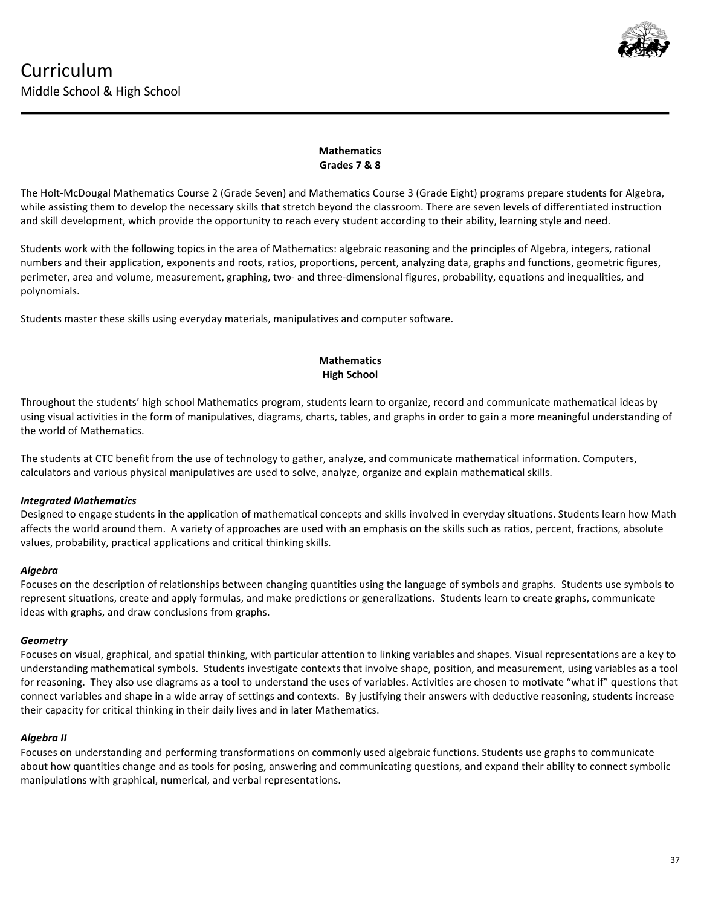# Curriculum

Middle School & High School

## Mathematics
**Grades 7 & 8**

The Holt-McDougal Mathematics Course 2 (Grade Seven) and Mathematics Course 3 (Grade Eight) programs prepare students for Algebra, while assisting them to develop the necessary skills that stretch beyond the classroom. There are seven levels of differentiated instruction and skill development, which provide the opportunity to reach every student according to their ability, learning style and need.

Students work with the following topics in the area of Mathematics: algebraic reasoning and the principles of Algebra, integers, rational numbers and their application, exponents and roots, ratios, proportions, percent, analyzing data, graphs and functions, geometric figures, perimeter, area and volume, measurement, graphing, two- and three-dimensional figures, probability, equations and inequalities, and polynomials.

Students master these skills using everyday materials, manipulatives and computer software.

## Mathematics
**High School**

Throughout the students' high school Mathematics program, students learn to organize, record and communicate mathematical ideas by using visual activities in the form of manipulatives, diagrams, charts, tables, and graphs in order to gain a more meaningful understanding of the world of Mathematics.

The students at CTC benefit from the use of technology to gather, analyze, and communicate mathematical information. Computers, calculators and various physical manipulatives are used to solve, analyze, organize and explain mathematical skills.

***Integrated Mathematics***

Designed to engage students in the application of mathematical concepts and skills involved in everyday situations. Students learn how Math affects the world around them. A variety of approaches are used with an emphasis on the skills such as ratios, percent, fractions, absolute values, probability, practical applications and critical thinking skills.

***Algebra***

Focuses on the description of relationships between changing quantities using the language of symbols and graphs. Students use symbols to represent situations, create and apply formulas, and make predictions or generalizations. Students learn to create graphs, communicate ideas with graphs, and draw conclusions from graphs.

***Geometry***

Focuses on visual, graphical, and spatial thinking, with particular attention to linking variables and shapes. Visual representations are a key to understanding mathematical symbols. Students investigate contexts that involve shape, position, and measurement, using variables as a tool for reasoning. They also use diagrams as a tool to understand the uses of variables. Activities are chosen to motivate "what if" questions that connect variables and shape in a wide array of settings and contexts. By justifying their answers with deductive reasoning, students increase their capacity for critical thinking in their daily lives and in later Mathematics.

***Algebra II***

Focuses on understanding and performing transformations on commonly used algebraic functions. Students use graphs to communicate about how quantities change and as tools for posing, answering and communicating questions, and expand their ability to connect symbolic manipulations with graphical, numerical, and verbal representations.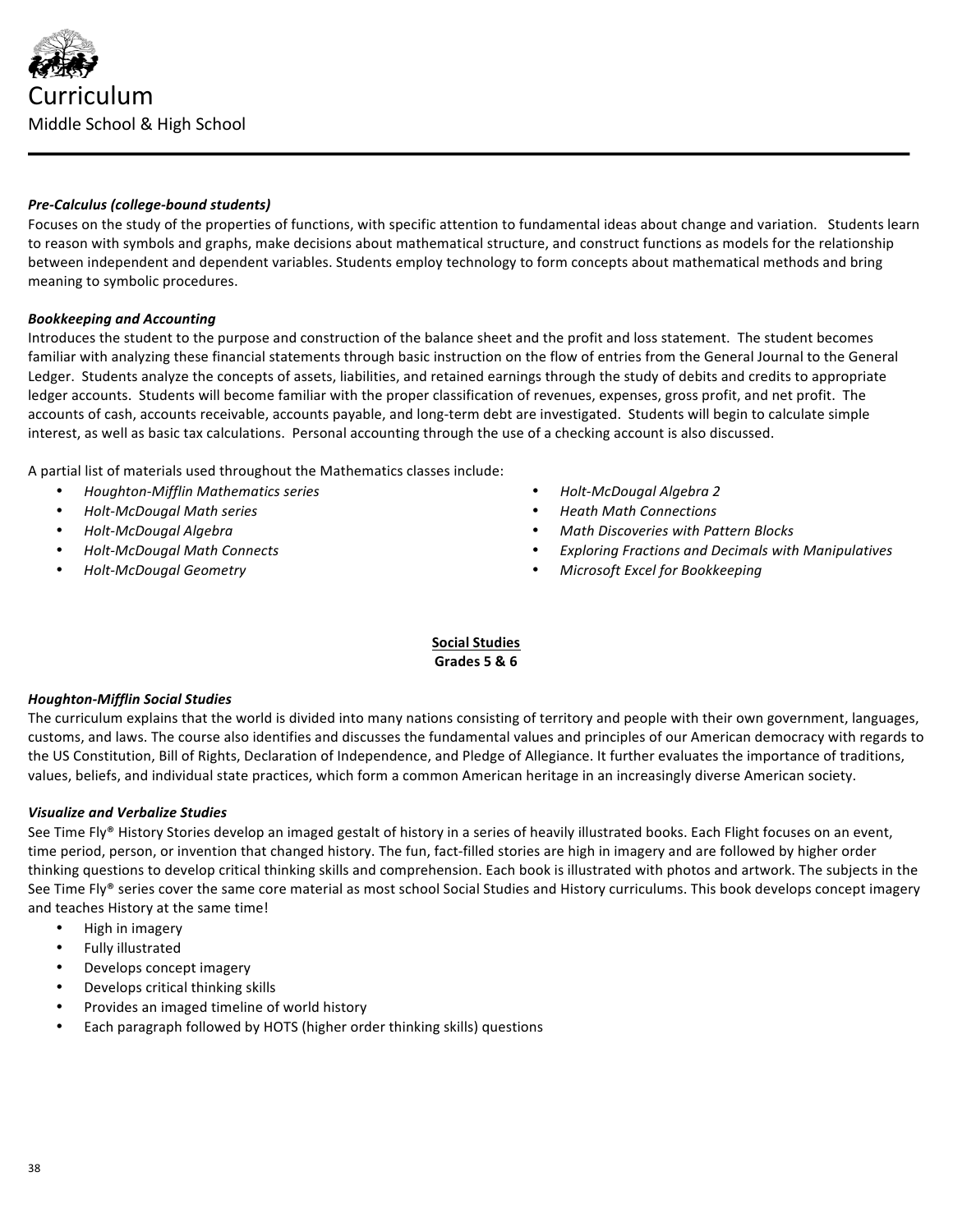#### ***Pre-Calculus (college-bound students)***

Focuses on the study of the properties of functions, with specific attention to fundamental ideas about change and variation. Students learn to reason with symbols and graphs, make decisions about mathematical structure, and construct functions as models for the relationship between independent and dependent variables. Students employ technology to form concepts about mathematical methods and bring meaning to symbolic procedures.

#### ***Bookkeeping and Accounting***

Introduces the student to the purpose and construction of the balance sheet and the profit and loss statement. The student becomes familiar with analyzing these financial statements through basic instruction on the flow of entries from the General Journal to the General Ledger. Students analyze the concepts of assets, liabilities, and retained earnings through the study of debits and credits to appropriate ledger accounts. Students will become familiar with the proper classification of revenues, expenses, gross profit, and net profit. The accounts of cash, accounts receivable, accounts payable, and long-term debt are investigated. Students will begin to calculate simple interest, as well as basic tax calculations. Personal accounting through the use of a checking account is also discussed.

A partial list of materials used throughout the Mathematics classes include:

- *Houghton-Mifflin Mathematics series*
- *Holt-McDougal Math series*
- *Holt-McDougal Algebra*
- *Holt-McDougal Math Connects*
- *Holt-McDougal Geometry*
- *Holt-McDougal Algebra 2*
- *Heath Math Connections*
- *Math Discoveries with Pattern Blocks*
- *Exploring Fractions and Decimals with Manipulatives*
- *Microsoft Excel for Bookkeeping*

## Social Studies
### Grades 5 & 6

#### ***Houghton-Mifflin Social Studies***

The curriculum explains that the world is divided into many nations consisting of territory and people with their own government, languages, customs, and laws. The course also identifies and discusses the fundamental values and principles of our American democracy with regards to the US Constitution, Bill of Rights, Declaration of Independence, and Pledge of Allegiance. It further evaluates the importance of traditions, values, beliefs, and individual state practices, which form a common American heritage in an increasingly diverse American society.

#### ***Visualize and Verbalize Studies***

See Time Fly® History Stories develop an imaged gestalt of history in a series of heavily illustrated books. Each Flight focuses on an event, time period, person, or invention that changed history. The fun, fact-filled stories are high in imagery and are followed by higher order thinking questions to develop critical thinking skills and comprehension. Each book is illustrated with photos and artwork. The subjects in the See Time Fly® series cover the same core material as most school Social Studies and History curriculums. This book develops concept imagery and teaches History at the same time!

- High in imagery
- Fully illustrated
- Develops concept imagery
- Develops critical thinking skills
- Provides an imaged timeline of world history
- Each paragraph followed by HOTS (higher order thinking skills) questions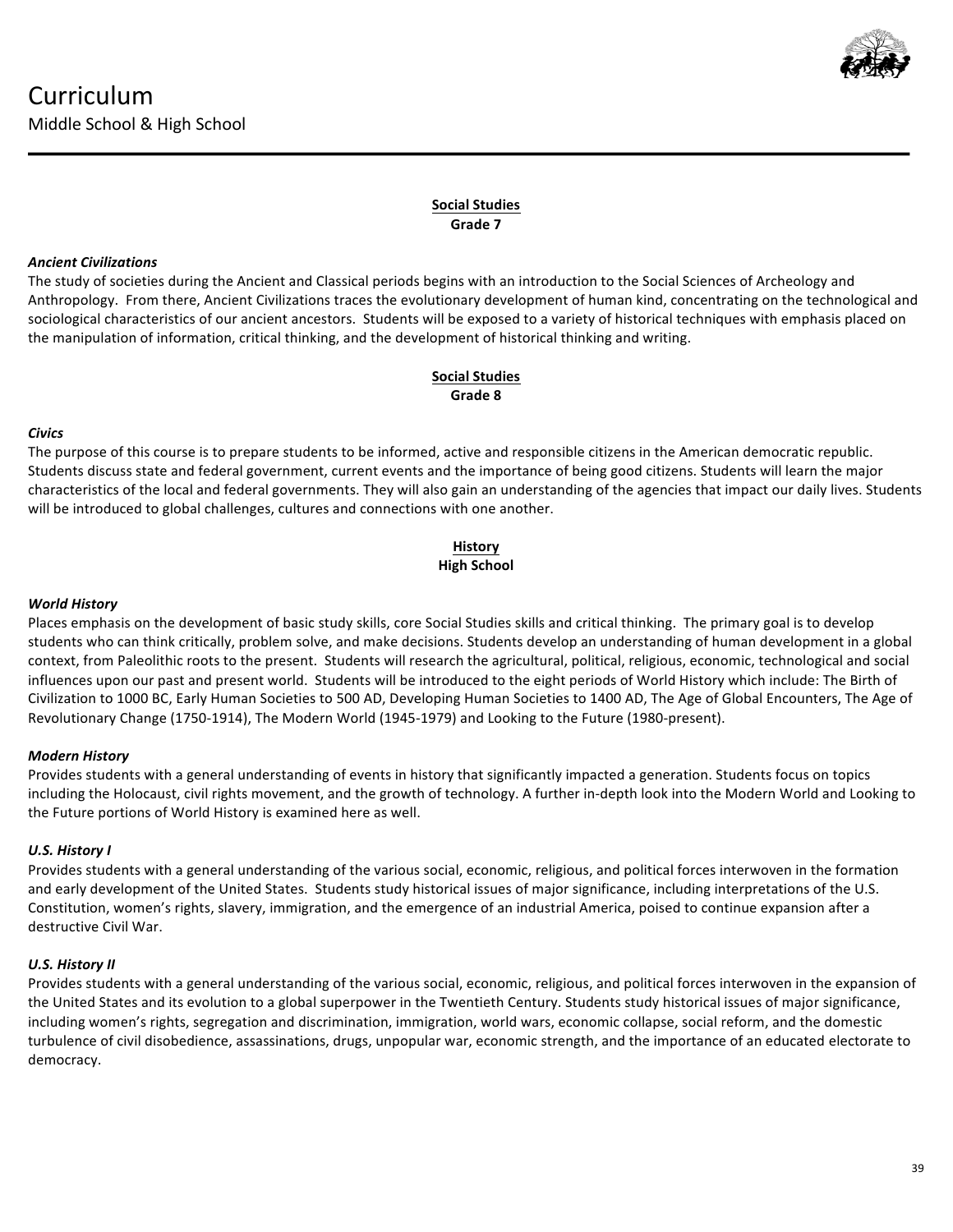# Curriculum

Middle School & High School

---

**Social Studies**
**Grade 7**

***Ancient Civilizations***

The study of societies during the Ancient and Classical periods begins with an introduction to the Social Sciences of Archeology and Anthropology. From there, Ancient Civilizations traces the evolutionary development of human kind, concentrating on the technological and sociological characteristics of our ancient ancestors. Students will be exposed to a variety of historical techniques with emphasis placed on the manipulation of information, critical thinking, and the development of historical thinking and writing.

**Social Studies**
**Grade 8**

***Civics***

The purpose of this course is to prepare students to be informed, active and responsible citizens in the American democratic republic. Students discuss state and federal government, current events and the importance of being good citizens. Students will learn the major characteristics of the local and federal governments. They will also gain an understanding of the agencies that impact our daily lives. Students will be introduced to global challenges, cultures and connections with one another.

**History**
**High School**

***World History***

Places emphasis on the development of basic study skills, core Social Studies skills and critical thinking. The primary goal is to develop students who can think critically, problem solve, and make decisions. Students develop an understanding of human development in a global context, from Paleolithic roots to the present. Students will research the agricultural, political, religious, economic, technological and social influences upon our past and present world. Students will be introduced to the eight periods of World History which include: The Birth of Civilization to 1000 BC, Early Human Societies to 500 AD, Developing Human Societies to 1400 AD, The Age of Global Encounters, The Age of Revolutionary Change (1750-1914), The Modern World (1945-1979) and Looking to the Future (1980-present).

***Modern History***

Provides students with a general understanding of events in history that significantly impacted a generation. Students focus on topics including the Holocaust, civil rights movement, and the growth of technology. A further in-depth look into the Modern World and Looking to the Future portions of World History is examined here as well.

***U.S. History I***

Provides students with a general understanding of the various social, economic, religious, and political forces interwoven in the formation and early development of the United States. Students study historical issues of major significance, including interpretations of the U.S. Constitution, women's rights, slavery, immigration, and the emergence of an industrial America, poised to continue expansion after a destructive Civil War.

***U.S. History II***

Provides students with a general understanding of the various social, economic, religious, and political forces interwoven in the expansion of the United States and its evolution to a global superpower in the Twentieth Century. Students study historical issues of major significance, including women's rights, segregation and discrimination, immigration, world wars, economic collapse, social reform, and the domestic turbulence of civil disobedience, assassinations, drugs, unpopular war, economic strength, and the importance of an educated electorate to democracy.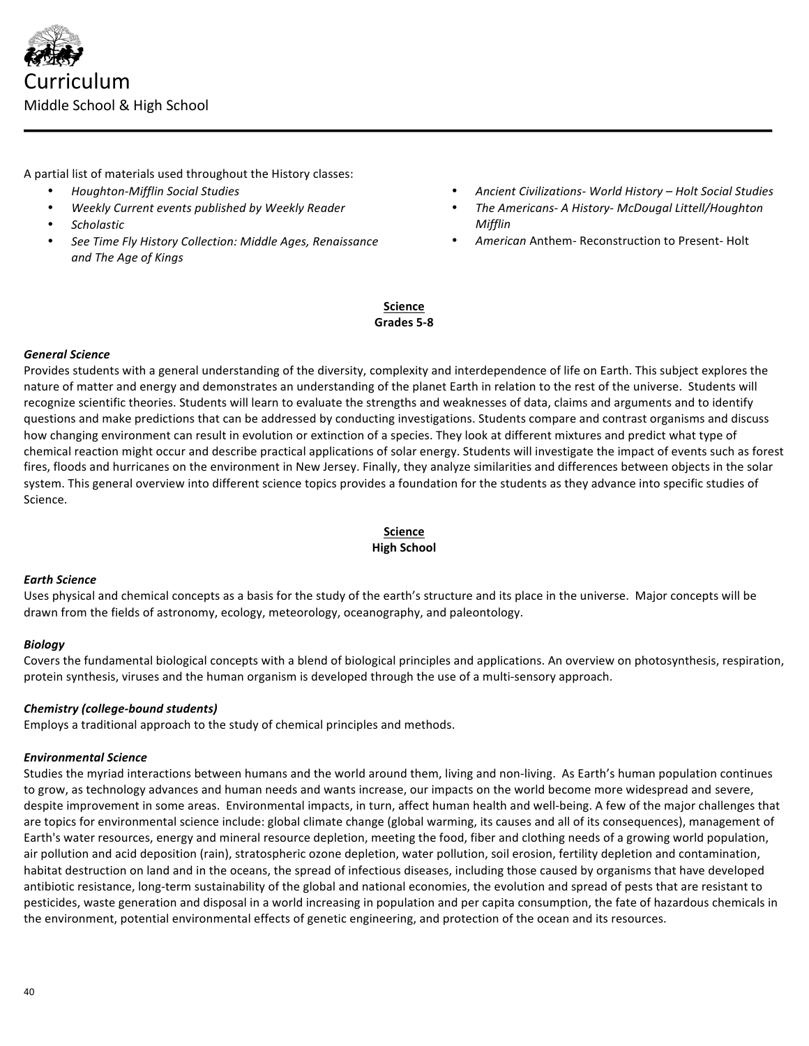# Curriculum

Middle School & High School

A partial list of materials used throughout the History classes:

- *Houghton-Mifflin Social Studies*
- *Weekly Current events published by Weekly Reader*
- *Scholastic*
- *See Time Fly History Collection: Middle Ages, Renaissance and The Age of Kings*
- *Ancient Civilizations- World History – Holt Social Studies*
- *The Americans- A History- McDougal Littell/Houghton Mifflin*
- *American* Anthem- Reconstruction to Present- Holt

## Science
**Grades 5-8**

***General Science***

Provides students with a general understanding of the diversity, complexity and interdependence of life on Earth. This subject explores the nature of matter and energy and demonstrates an understanding of the planet Earth in relation to the rest of the universe. Students will recognize scientific theories. Students will learn to evaluate the strengths and weaknesses of data, claims and arguments and to identify questions and make predictions that can be addressed by conducting investigations. Students compare and contrast organisms and discuss how changing environment can result in evolution or extinction of a species. They look at different mixtures and predict what type of chemical reaction might occur and describe practical applications of solar energy. Students will investigate the impact of events such as forest fires, floods and hurricanes on the environment in New Jersey. Finally, they analyze similarities and differences between objects in the solar system. This general overview into different science topics provides a foundation for the students as they advance into specific studies of Science.

## Science
**High School**

***Earth Science***

Uses physical and chemical concepts as a basis for the study of the earth's structure and its place in the universe. Major concepts will be drawn from the fields of astronomy, ecology, meteorology, oceanography, and paleontology.

***Biology***

Covers the fundamental biological concepts with a blend of biological principles and applications. An overview on photosynthesis, respiration, protein synthesis, viruses and the human organism is developed through the use of a multi-sensory approach.

***Chemistry (college-bound students)***

Employs a traditional approach to the study of chemical principles and methods.

***Environmental Science***

Studies the myriad interactions between humans and the world around them, living and non-living. As Earth's human population continues to grow, as technology advances and human needs and wants increase, our impacts on the world become more widespread and severe, despite improvement in some areas. Environmental impacts, in turn, affect human health and well-being. A few of the major challenges that are topics for environmental science include: global climate change (global warming, its causes and all of its consequences), management of Earth's water resources, energy and mineral resource depletion, meeting the food, fiber and clothing needs of a growing world population, air pollution and acid deposition (rain), stratospheric ozone depletion, water pollution, soil erosion, fertility depletion and contamination, habitat destruction on land and in the oceans, the spread of infectious diseases, including those caused by organisms that have developed antibiotic resistance, long-term sustainability of the global and national economies, the evolution and spread of pests that are resistant to pesticides, waste generation and disposal in a world increasing in population and per capita consumption, the fate of hazardous chemicals in the environment, potential environmental effects of genetic engineering, and protection of the ocean and its resources.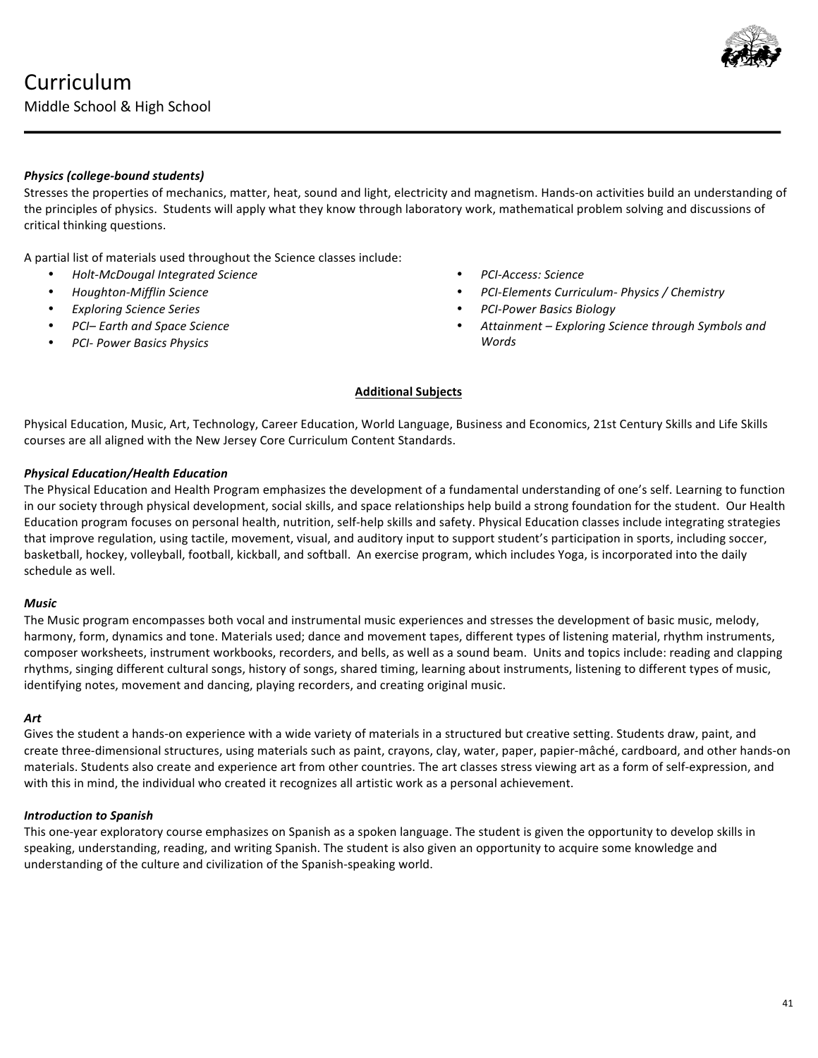# Curriculum

Middle School & High School

***Physics (college-bound students)***

Stresses the properties of mechanics, matter, heat, sound and light, electricity and magnetism. Hands-on activities build an understanding of the principles of physics. Students will apply what they know through laboratory work, mathematical problem solving and discussions of critical thinking questions.

A partial list of materials used throughout the Science classes include:

- *Holt-McDougal Integrated Science*
- *Houghton-Mifflin Science*
- *Exploring Science Series*
- *PCI– Earth and Space Science*
- *PCI- Power Basics Physics*
- *PCI-Access: Science*
- *PCI-Elements Curriculum- Physics / Chemistry*
- *PCI-Power Basics Biology*
- *Attainment – Exploring Science through Symbols and Words*

## Additional Subjects

Physical Education, Music, Art, Technology, Career Education, World Language, Business and Economics, 21st Century Skills and Life Skills courses are all aligned with the New Jersey Core Curriculum Content Standards.

***Physical Education/Health Education***

The Physical Education and Health Program emphasizes the development of a fundamental understanding of one's self. Learning to function in our society through physical development, social skills, and space relationships help build a strong foundation for the student. Our Health Education program focuses on personal health, nutrition, self-help skills and safety. Physical Education classes include integrating strategies that improve regulation, using tactile, movement, visual, and auditory input to support student's participation in sports, including soccer, basketball, hockey, volleyball, football, kickball, and softball. An exercise program, which includes Yoga, is incorporated into the daily schedule as well.

***Music***

The Music program encompasses both vocal and instrumental music experiences and stresses the development of basic music, melody, harmony, form, dynamics and tone. Materials used; dance and movement tapes, different types of listening material, rhythm instruments, composer worksheets, instrument workbooks, recorders, and bells, as well as a sound beam. Units and topics include: reading and clapping rhythms, singing different cultural songs, history of songs, shared timing, learning about instruments, listening to different types of music, identifying notes, movement and dancing, playing recorders, and creating original music.

***Art***

Gives the student a hands-on experience with a wide variety of materials in a structured but creative setting. Students draw, paint, and create three-dimensional structures, using materials such as paint, crayons, clay, water, paper, papier-mâché, cardboard, and other hands-on materials. Students also create and experience art from other countries. The art classes stress viewing art as a form of self-expression, and with this in mind, the individual who created it recognizes all artistic work as a personal achievement.

***Introduction to Spanish***

This one-year exploratory course emphasizes on Spanish as a spoken language. The student is given the opportunity to develop skills in speaking, understanding, reading, and writing Spanish. The student is also given an opportunity to acquire some knowledge and understanding of the culture and civilization of the Spanish-speaking world.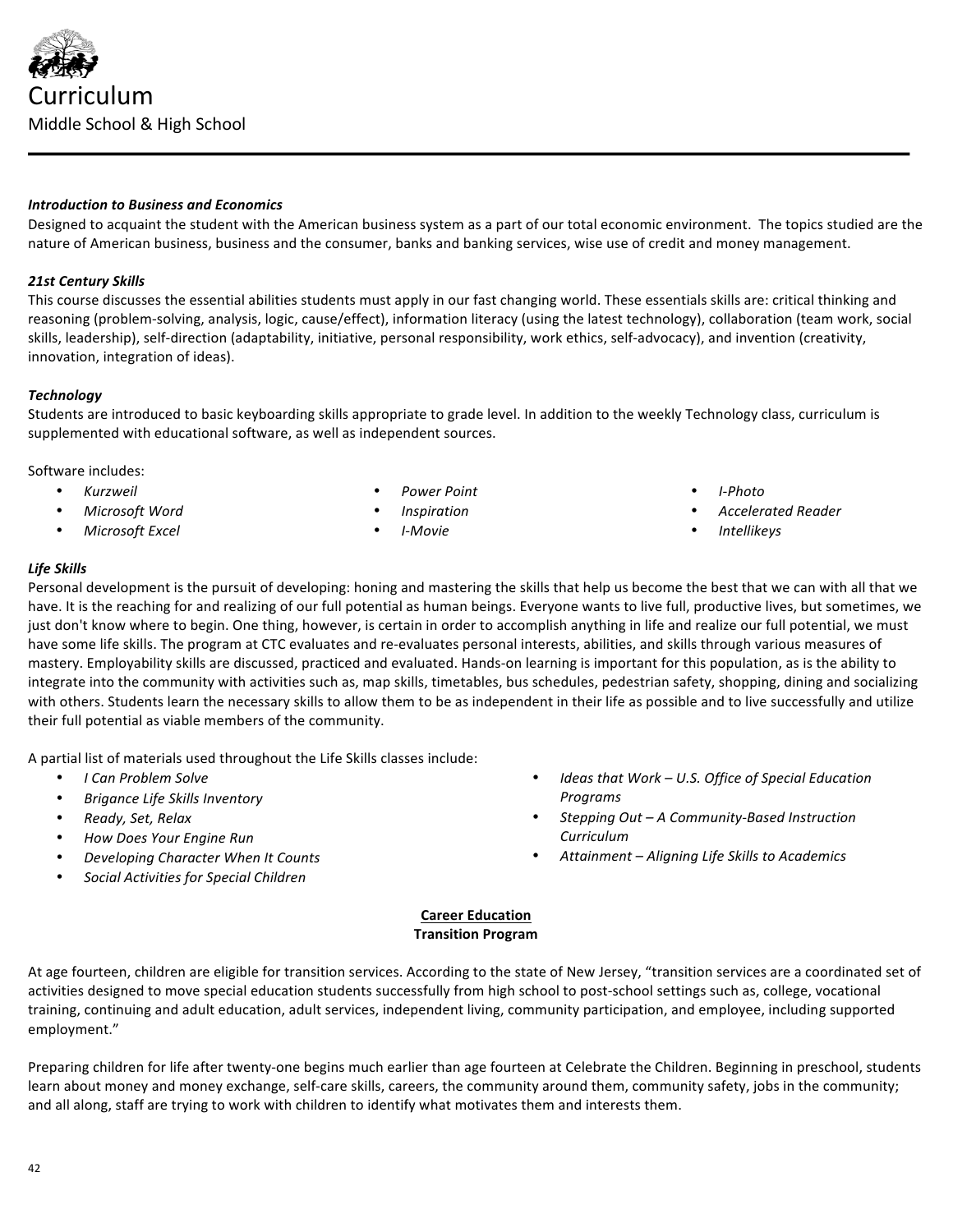# Curriculum

Middle School & High School

***Introduction to Business and Economics***

Designed to acquaint the student with the American business system as a part of our total economic environment. The topics studied are the nature of American business, business and the consumer, banks and banking services, wise use of credit and money management.

***21st Century Skills***

This course discusses the essential abilities students must apply in our fast changing world. These essentials skills are: critical thinking and reasoning (problem-solving, analysis, logic, cause/effect), information literacy (using the latest technology), collaboration (team work, social skills, leadership), self-direction (adaptability, initiative, personal responsibility, work ethics, self-advocacy), and invention (creativity, innovation, integration of ideas).

***Technology***

Students are introduced to basic keyboarding skills appropriate to grade level. In addition to the weekly Technology class, curriculum is supplemented with educational software, as well as independent sources.

Software includes:

- *Kurzweil*
- *Microsoft Word*
- *Microsoft Excel*
- *Power Point*
- *Inspiration*
- *I-Movie*
- *I-Photo*
- *Accelerated Reader*
- *Intellikeys*

***Life Skills***

Personal development is the pursuit of developing: honing and mastering the skills that help us become the best that we can with all that we have. It is the reaching for and realizing of our full potential as human beings. Everyone wants to live full, productive lives, but sometimes, we just don't know where to begin. One thing, however, is certain in order to accomplish anything in life and realize our full potential, we must have some life skills. The program at CTC evaluates and re-evaluates personal interests, abilities, and skills through various measures of mastery. Employability skills are discussed, practiced and evaluated. Hands-on learning is important for this population, as is the ability to integrate into the community with activities such as, map skills, timetables, bus schedules, pedestrian safety, shopping, dining and socializing with others. Students learn the necessary skills to allow them to be as independent in their life as possible and to live successfully and utilize their full potential as viable members of the community.

A partial list of materials used throughout the Life Skills classes include:

- *I Can Problem Solve*
- *Brigance Life Skills Inventory*
- *Ready, Set, Relax*
- *How Does Your Engine Run*
- *Developing Character When It Counts*
- *Social Activities for Special Children*
- *Ideas that Work – U.S. Office of Special Education Programs*
- *Stepping Out – A Community-Based Instruction Curriculum*
- *Attainment – Aligning Life Skills to Academics*

## Career Education
**Transition Program**

At age fourteen, children are eligible for transition services. According to the state of New Jersey, "transition services are a coordinated set of activities designed to move special education students successfully from high school to post-school settings such as, college, vocational training, continuing and adult education, adult services, independent living, community participation, and employee, including supported employment."

Preparing children for life after twenty-one begins much earlier than age fourteen at Celebrate the Children. Beginning in preschool, students learn about money and money exchange, self-care skills, careers, the community around them, community safety, jobs in the community; and all along, staff are trying to work with children to identify what motivates them and interests them.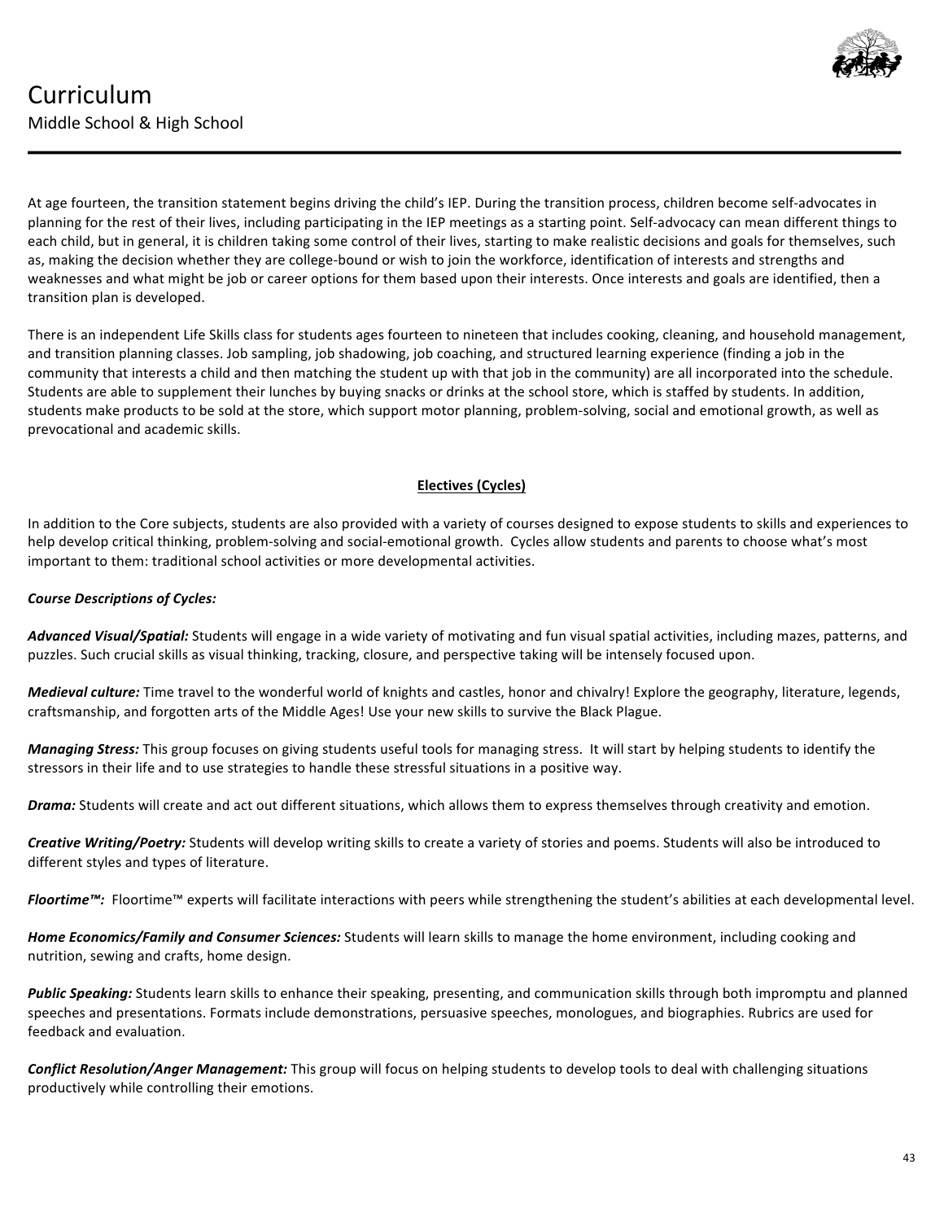# Curriculum

Middle School & High School

At age fourteen, the transition statement begins driving the child's IEP. During the transition process, children become self-advocates in planning for the rest of their lives, including participating in the IEP meetings as a starting point. Self-advocacy can mean different things to each child, but in general, it is children taking some control of their lives, starting to make realistic decisions and goals for themselves, such as, making the decision whether they are college-bound or wish to join the workforce, identification of interests and strengths and weaknesses and what might be job or career options for them based upon their interests. Once interests and goals are identified, then a transition plan is developed.

There is an independent Life Skills class for students ages fourteen to nineteen that includes cooking, cleaning, and household management, and transition planning classes. Job sampling, job shadowing, job coaching, and structured learning experience (finding a job in the community that interests a child and then matching the student up with that job in the community) are all incorporated into the schedule. Students are able to supplement their lunches by buying snacks or drinks at the school store, which is staffed by students. In addition, students make products to be sold at the store, which support motor planning, problem-solving, social and emotional growth, as well as prevocational and academic skills.

## Electives (Cycles)

In addition to the Core subjects, students are also provided with a variety of courses designed to expose students to skills and experiences to help develop critical thinking, problem-solving and social-emotional growth. Cycles allow students and parents to choose what's most important to them: traditional school activities or more developmental activities.

***Course Descriptions of Cycles:***

***Advanced Visual/Spatial:*** Students will engage in a wide variety of motivating and fun visual spatial activities, including mazes, patterns, and puzzles. Such crucial skills as visual thinking, tracking, closure, and perspective taking will be intensely focused upon.

***Medieval culture:*** Time travel to the wonderful world of knights and castles, honor and chivalry! Explore the geography, literature, legends, craftsmanship, and forgotten arts of the Middle Ages! Use your new skills to survive the Black Plague.

***Managing Stress:*** This group focuses on giving students useful tools for managing stress. It will start by helping students to identify the stressors in their life and to use strategies to handle these stressful situations in a positive way.

***Drama:*** Students will create and act out different situations, which allows them to express themselves through creativity and emotion.

***Creative Writing/Poetry:*** Students will develop writing skills to create a variety of stories and poems. Students will also be introduced to different styles and types of literature.

***Floortime™:*** Floortime™ experts will facilitate interactions with peers while strengthening the student's abilities at each developmental level.

***Home Economics/Family and Consumer Sciences:*** Students will learn skills to manage the home environment, including cooking and nutrition, sewing and crafts, home design.

***Public Speaking:*** Students learn skills to enhance their speaking, presenting, and communication skills through both impromptu and planned speeches and presentations. Formats include demonstrations, persuasive speeches, monologues, and biographies. Rubrics are used for feedback and evaluation.

***Conflict Resolution/Anger Management:*** This group will focus on helping students to develop tools to deal with challenging situations productively while controlling their emotions.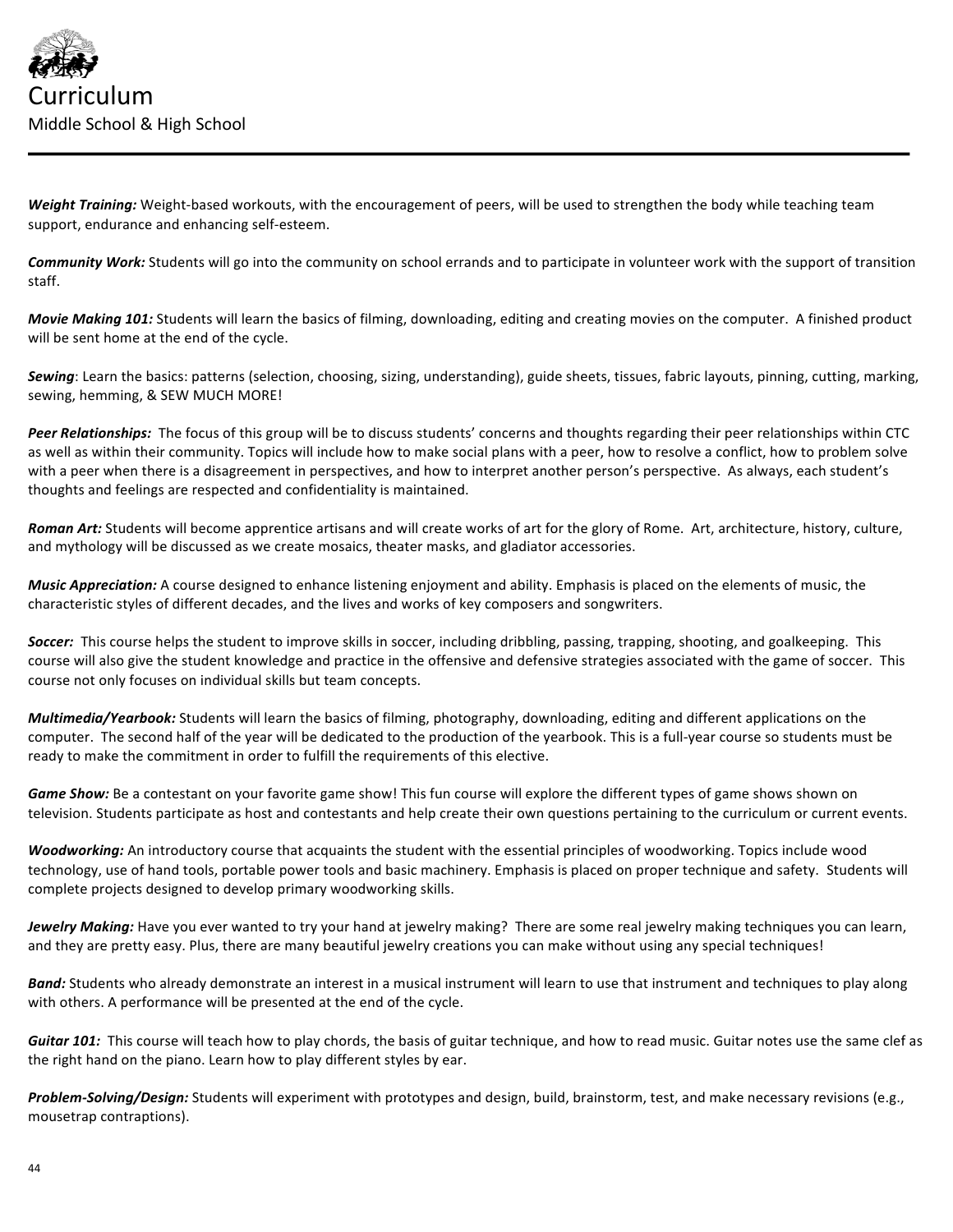# Curriculum

Middle School & High School

***Weight Training:*** Weight-based workouts, with the encouragement of peers, will be used to strengthen the body while teaching team support, endurance and enhancing self-esteem.

***Community Work:*** Students will go into the community on school errands and to participate in volunteer work with the support of transition staff.

***Movie Making 101:*** Students will learn the basics of filming, downloading, editing and creating movies on the computer. A finished product will be sent home at the end of the cycle.

***Sewing***: Learn the basics: patterns (selection, choosing, sizing, understanding), guide sheets, tissues, fabric layouts, pinning, cutting, marking, sewing, hemming, & SEW MUCH MORE!

***Peer Relationships:*** The focus of this group will be to discuss students' concerns and thoughts regarding their peer relationships within CTC as well as within their community. Topics will include how to make social plans with a peer, how to resolve a conflict, how to problem solve with a peer when there is a disagreement in perspectives, and how to interpret another person's perspective. As always, each student's thoughts and feelings are respected and confidentiality is maintained.

***Roman Art:*** Students will become apprentice artisans and will create works of art for the glory of Rome. Art, architecture, history, culture, and mythology will be discussed as we create mosaics, theater masks, and gladiator accessories.

***Music Appreciation:*** A course designed to enhance listening enjoyment and ability. Emphasis is placed on the elements of music, the characteristic styles of different decades, and the lives and works of key composers and songwriters.

***Soccer:*** This course helps the student to improve skills in soccer, including dribbling, passing, trapping, shooting, and goalkeeping. This course will also give the student knowledge and practice in the offensive and defensive strategies associated with the game of soccer. This course not only focuses on individual skills but team concepts.

***Multimedia/Yearbook:*** Students will learn the basics of filming, photography, downloading, editing and different applications on the computer. The second half of the year will be dedicated to the production of the yearbook. This is a full-year course so students must be ready to make the commitment in order to fulfill the requirements of this elective.

***Game Show:*** Be a contestant on your favorite game show! This fun course will explore the different types of game shows shown on television. Students participate as host and contestants and help create their own questions pertaining to the curriculum or current events.

***Woodworking:*** An introductory course that acquaints the student with the essential principles of woodworking. Topics include wood technology, use of hand tools, portable power tools and basic machinery. Emphasis is placed on proper technique and safety. Students will complete projects designed to develop primary woodworking skills.

***Jewelry Making:*** Have you ever wanted to try your hand at jewelry making? There are some real jewelry making techniques you can learn, and they are pretty easy. Plus, there are many beautiful jewelry creations you can make without using any special techniques!

***Band:*** Students who already demonstrate an interest in a musical instrument will learn to use that instrument and techniques to play along with others. A performance will be presented at the end of the cycle.

***Guitar 101:*** This course will teach how to play chords, the basis of guitar technique, and how to read music. Guitar notes use the same clef as the right hand on the piano. Learn how to play different styles by ear.

***Problem-Solving/Design:*** Students will experiment with prototypes and design, build, brainstorm, test, and make necessary revisions (e.g., mousetrap contraptions).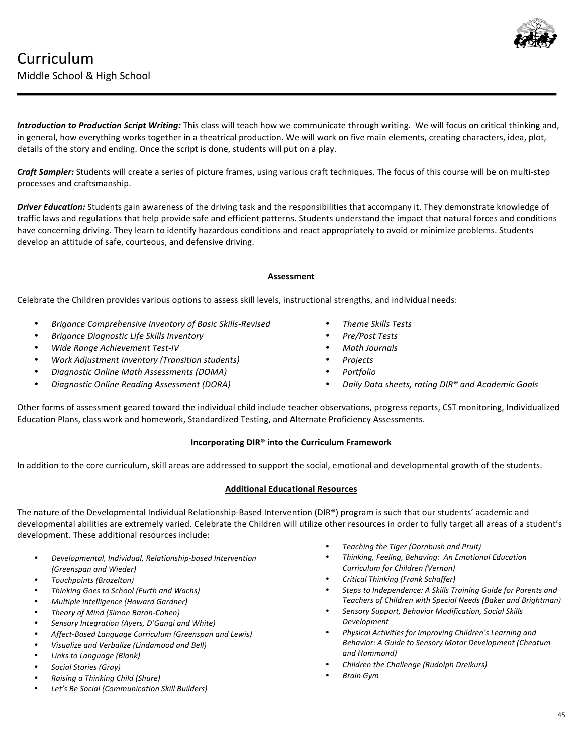# Curriculum

Middle School & High School

***Introduction to Production Script Writing:*** This class will teach how we communicate through writing. We will focus on critical thinking and, in general, how everything works together in a theatrical production. We will work on five main elements, creating characters, idea, plot, details of the story and ending. Once the script is done, students will put on a play.

***Craft Sampler:*** Students will create a series of picture frames, using various craft techniques. The focus of this course will be on multi-step processes and craftsmanship.

***Driver Education:*** Students gain awareness of the driving task and the responsibilities that accompany it. They demonstrate knowledge of traffic laws and regulations that help provide safe and efficient patterns. Students understand the impact that natural forces and conditions have concerning driving. They learn to identify hazardous conditions and react appropriately to avoid or minimize problems. Students develop an attitude of safe, courteous, and defensive driving.

## Assessment

Celebrate the Children provides various options to assess skill levels, instructional strengths, and individual needs:

- *Brigance Comprehensive Inventory of Basic Skills-Revised*
- *Brigance Diagnostic Life Skills Inventory*
- *Wide Range Achievement Test-IV*
- *Work Adjustment Inventory (Transition students)*
- *Diagnostic Online Math Assessments (DOMA)*
- *Diagnostic Online Reading Assessment (DORA)*
- *Theme Skills Tests*
- *Pre/Post Tests*
- *Math Journals*
- *Projects*
- *Portfolio*
- *Daily Data sheets, rating DIR® and Academic Goals*

Other forms of assessment geared toward the individual child include teacher observations, progress reports, CST monitoring, Individualized Education Plans, class work and homework, Standardized Testing, and Alternate Proficiency Assessments.

## Incorporating DIR® into the Curriculum Framework

In addition to the core curriculum, skill areas are addressed to support the social, emotional and developmental growth of the students.

## Additional Educational Resources

The nature of the Developmental Individual Relationship-Based Intervention (DIR®) program is such that our students' academic and developmental abilities are extremely varied. Celebrate the Children will utilize other resources in order to fully target all areas of a student's development. These additional resources include:

- *Developmental, Individual, Relationship-based Intervention (Greenspan and Wieder)*
- *Touchpoints (Brazelton)*
- *Thinking Goes to School (Furth and Wachs)*
- *Multiple Intelligence (Howard Gardner)*
- *Theory of Mind (Simon Baron-Cohen)*
- *Sensory Integration (Ayers, D'Gangi and White)*
- *Affect-Based Language Curriculum (Greenspan and Lewis)*
- *Visualize and Verbalize (Lindamood and Bell)*
- *Links to Language (Blank)*
- *Social Stories (Gray)*
- *Raising a Thinking Child (Shure)*
- *Let's Be Social (Communication Skill Builders)*
- *Teaching the Tiger (Dornbush and Pruit)*
- *Thinking, Feeling, Behaving: An Emotional Education Curriculum for Children (Vernon)*
- *Critical Thinking (Frank Schaffer)*
- *Steps to Independence: A Skills Training Guide for Parents and Teachers of Children with Special Needs (Baker and Brightman)*
- *Sensory Support, Behavior Modification, Social Skills Development*
- *Physical Activities for Improving Children's Learning and Behavior: A Guide to Sensory Motor Development (Cheatum and Hammond)*
- *Children the Challenge (Rudolph Dreikurs)*
- *Brain Gym*